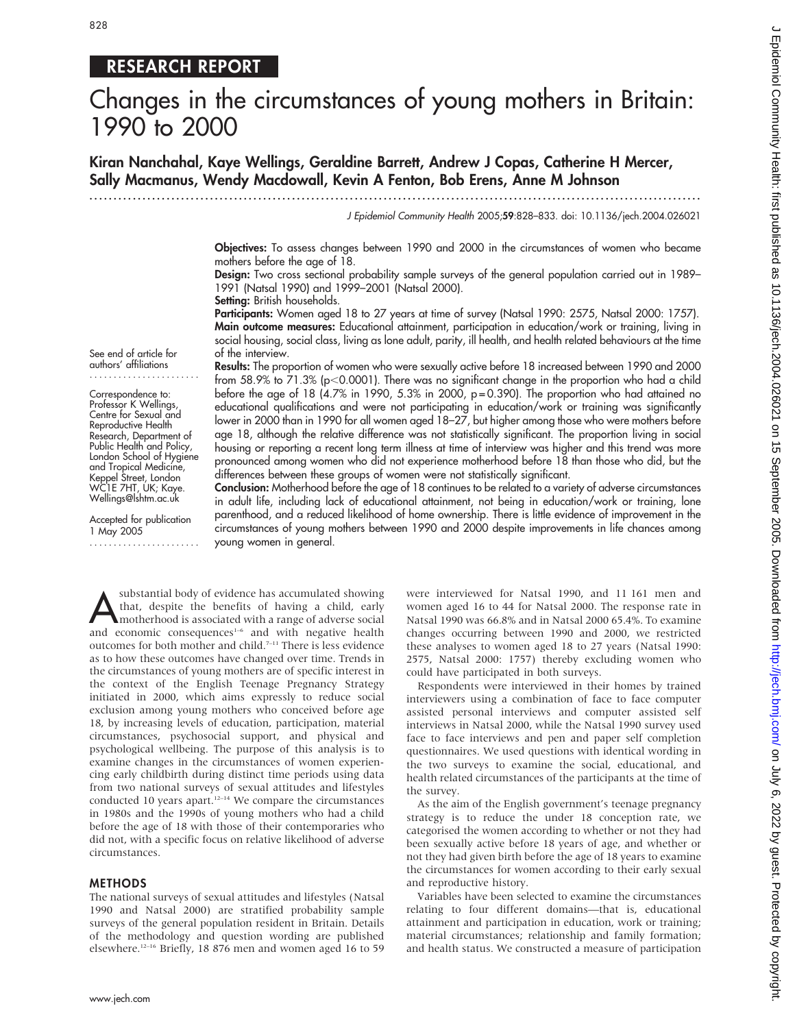RESEARCH REPORT

# Changes in the circumstances of young mothers in Britain: 1990 to 2000

**Kiran Nanchahal, Kaye Wellings, Geraldine Barrett, Andrew J Copas, Catherine H Mercer, Sally Macmanus, Wendy Macdowall, Kevin A Fenton, Bob Erens, Anne M Johnson**

*J Epidemiol Community Health* 2005;**59**:828–833. doi: 10.1136/jech.2004.026021

See end of article for authors' affiliations

Correspondence to: Professor K Wellings, Centre for Sexual and Reproductive Health Research, Department of Public Health and Policy, London School of Hygiene and Tropical Medicine, Keppel Street, London WC1E 7HT, UK; Kaye.Wellings@lshtm.ac.uk

Accepted for publication 1 May 2005

**Objectives:** To assess changes between 1990 and 2000 in the circumstances of women who became mothers before the age of 18.

**Design:** Two cross sectional probability sample surveys of the general population carried out in 1989–1991 (Natsal 1990) and 1999–2001 (Natsal 2000).

**Setting:** British households.

**Participants:** Women aged 18 to 27 years at time of survey (Natsal 1990: 2575, Natsal 2000: 1757).

**Main outcome measures:** Educational attainment, participation in education/work or training, living in social housing, social class, living as lone adult, parity, ill health, and health related behaviours at the time of the interview.

**Results:** The proportion of women who were sexually active before 18 increased between 1990 and 2000 from 58.9% to 71.3% ($p<0.0001$). There was no significant change in the proportion who had a child before the age of 18 (4.7% in 1990, 5.3% in 2000, $p = 0.390$). The proportion who had attained no educational qualifications and were not participating in education/work or training was significantly lower in 2000 than in 1990 for all women aged 18–27, but higher among those who were mothers before age 18, although the relative difference was not statistically significant. The proportion living in social housing or reporting a recent long term illness at time of interview was higher and this trend was more pronounced among women who did not experience motherhood before 18 than those who did, but the differences between these groups of women were not statistically significant.

**Conclusion:** Motherhood before the age of 18 continues to be related to a variety of adverse circumstances in adult life, including lack of educational attainment, not being in education/work or training, lone parenthood, and a reduced likelihood of home ownership. There is little evidence of improvement in the circumstances of young mothers between 1990 and 2000 despite improvements in life chances among young women in general.

A substantial body of evidence has accumulated showing that, despite the benefits of having a child, early motherhood is associated with a range of adverse social and economic consequences[1–6] and with negative health outcomes for both mother and child.[7–11] There is less evidence as to how these outcomes have changed over time. Trends in the circumstances of young mothers are of specific interest in the context of the English Teenage Pregnancy Strategy initiated in 2000, which aims expressly to reduce social exclusion among young mothers who conceived before age 18, by increasing levels of education, participation, material circumstances, psychosocial support, and physical and psychological wellbeing. The purpose of this analysis is to examine changes in the circumstances of women experiencing early childbirth during distinct time periods using data from two national surveys of sexual attitudes and lifestyles conducted 10 years apart.[12–14] We compare the circumstances in 1980s and the 1990s of young mothers who had a child before the age of 18 with those of their contemporaries who did not, with a specific focus on relative likelihood of adverse circumstances.

## METHODS

The national surveys of sexual attitudes and lifestyles (Natsal 1990 and Natsal 2000) are stratified probability sample surveys of the general population resident in Britain. Details of the methodology and question wording are published elsewhere.[12–16] Briefly, 18 876 men and women aged 16 to 59 were interviewed for Natsal 1990, and 11 161 men and women aged 16 to 44 for Natsal 2000. The response rate in Natsal 1990 was 66.8% and in Natsal 2000 65.4%. To examine changes occurring between 1990 and 2000, we restricted these analyses to women aged 18 to 27 years (Natsal 1990: 2575, Natsal 2000: 1757) thereby excluding women who could have participated in both surveys.

Respondents were interviewed in their homes by trained interviewers using a combination of face to face computer assisted personal interviews and computer assisted self interviews in Natsal 2000, while the Natsal 1990 survey used face to face interviews and pen and paper self completion questionnaires. We used questions with identical wording in the two surveys to examine the social, educational, and health related circumstances of the participants at the time of the survey.

As the aim of the English government's teenage pregnancy strategy is to reduce the under 18 conception rate, we categorised the women according to whether or not they had been sexually active before 18 years of age, and whether or not they had given birth before the age of 18 years to examine the circumstances for women according to their early sexual and reproductive history.

Variables have been selected to examine the circumstances relating to four different domains—that is, educational attainment and participation in education, work or training; material circumstances; relationship and family formation; and health status. We constructed a measure of participation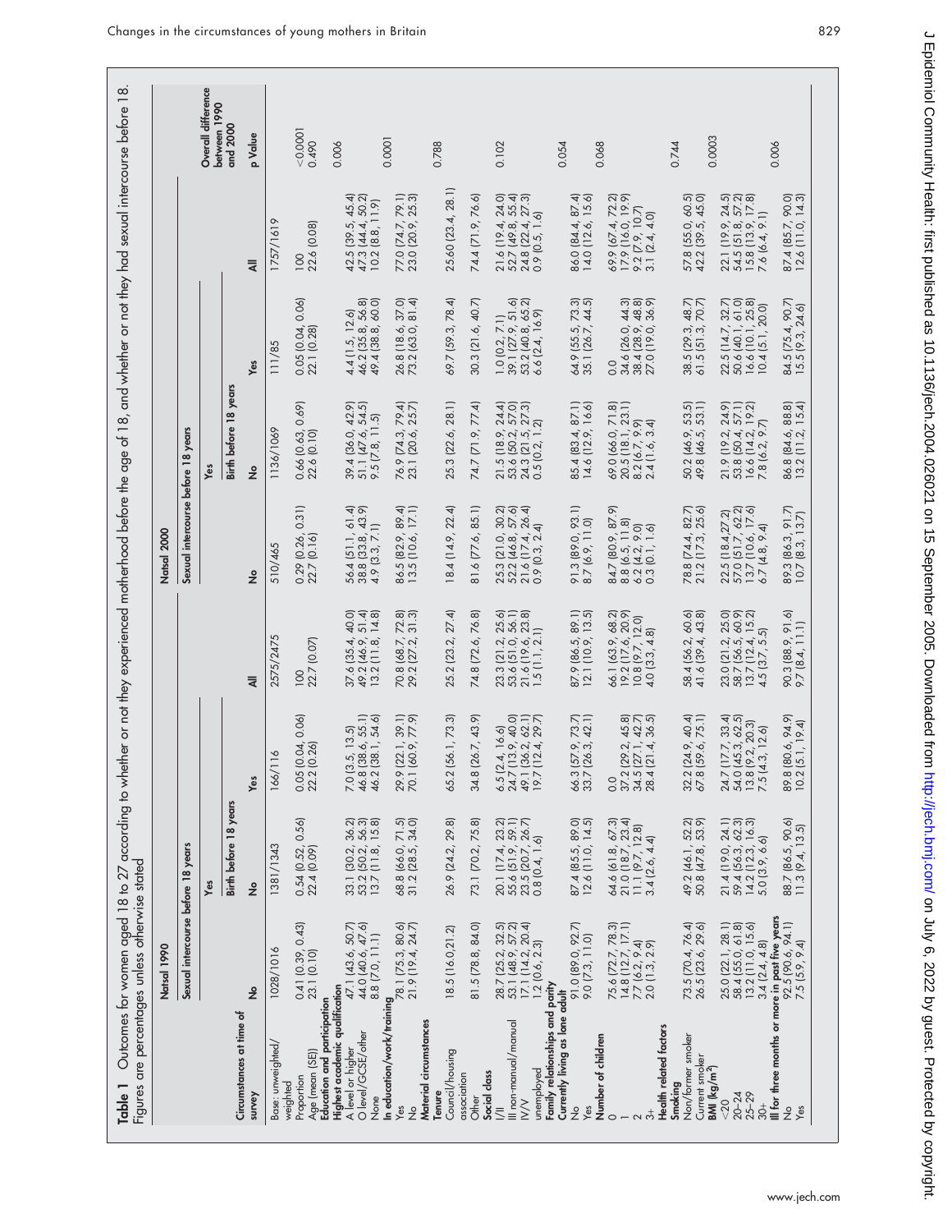**Table 1** Outcomes for women aged 18 to 27 according to whether or not they experienced motherhood before the age of 18, and whether or not they had sexual intercourse before 18. Figures are percentages unless otherwise stated

| Circumstances at time of survey | Natsal 1990 | | | | Natsal 2000 | | | | Overall difference between 1990 and 2000 |
|---|---|---|---|---|---|---|---|---|---|
| | Sexual intercourse before 18 years | | | | Sexual intercourse before 18 years | | | | |
| | | Yes | | | | Yes | | | |
| | | Birth before 18 years | | | | Birth before 18 years | | | |
| | No | No | Yes | All | No | No | Yes | All | p Value |
| Base: unweighted/weighted | 1028/1016 | 1381/1343 | 166/116 | 2575/2475 | 510/465 | 1136/1069 | 111/85 | 1757/1619 | |
| Proportion | 0.41 (0.39, 0.43) | 0.54 (0.52, 0.56) | 0.05 (0.04, 0.06) | 100 | 0.29 (0.26, 0.31) | 0.66 (0.63, 0.69) | 0.05 (0.04, 0.06) | 100 | <0.0001 |
| Age (mean (SE)) | 23.1 (0.10) | 22.4 (0.09) | 22.2 (0.26) | 22.7 (0.07) | 22.7 (0.16) | 22.6 (0.10) | 22.1 (0.28) | 22.6 (0.08) | 0.490 |
| **Education and participation** | | | | | | | | | |
| **Highest academic qualification** | | | | | | | | | 0.006 |
| A level or higher | 47.1 (43.6, 50.7) | 33.1 (30.2, 36.2) | 7.0 (3.5, 13.5) | 37.6 (35.4, 40.0) | 56.4 (51.1, 61.4) | 39.4 (36.0, 42.9) | 4.4 (1.5, 12.6) | 42.5 (39.5, 45.4) | |
| O level/GCSE/other | 44.0 (40.6, 47.6) | 53.2 (50.2, 56.3) | 46.8 (38.6, 55.1) | 49.2 (46.9, 51.4) | 38.8 (33.8, 43.9) | 51.1 (47.6, 54.5) | 46.2 (35.8, 56.8) | 47.3 (44.4, 50.2) | |
| None | 8.8 (7.0, 11.1) | 13.7 (11.8, 15.8) | 46.2 (38.1, 54.6) | 13.2 (11.8, 14.8) | 4.9 (3.3, 7.1) | 9.5 (7.8, 11.5) | 49.4 (38.8, 60.0) | 10.2 (8.8, 11.9) | |
| **In education/work/training** | | | | | | | | | 0.0001 |
| Yes | 78.1 (75.3, 80.6) | 68.8 (66.0, 71.5) | 29.9 (22.1, 39.1) | 70.8 (68.7, 72.8) | 86.5 (82.9, 89.4) | 76.9 (74.3, 79.4) | 26.8 (18.6, 37.0) | 77.0 (74.7, 79.1) | |
| No | 21.9 (19.4, 24.7) | 31.2 (28.5, 34.0) | 70.1 (60.9, 77.9) | 29.2 (27.2, 31.3) | 13.5 (10.6, 17.1) | 23.1 (20.6, 25.7) | 73.2 (63.0, 81.4) | 23.0 (20.9, 25.3) | |
| **Material circumstances** | | | | | | | | | |
| **Tenure** | | | | | | | | | 0.788 |
| Council/housing association | 18.5 (16.0,21.2) | 26.9 (24.2, 29.8) | 65.2 (56.1, 73.3) | 25.2 (23.2, 27.4) | 18.4 (14.9, 22.4) | 25.3 (22.6, 28.1) | 69.7 (59.3, 78.4) | 25.60 (23.4, 28.1) | |
| Other | 81.5 (78.8, 84.0) | 73.1 (70.2, 75.8) | 34.8 (26.7, 43.9) | 74.8 (72.6, 76.8) | 81.6 (77.6, 85.1) | 74.7 (71.9, 77.4) | 30.3 (21.6, 40.7) | 74.4 (71.9, 76.6) | |
| **Social class** | | | | | | | | | 0.102 |
| I/II | 28.7 (25.2, 32.5) | 20.1 (17.4, 23.2) | 6.5 (2.4, 16.6) | 23.3 (21.2, 25.6) | 25.3 (21.0, 30.2) | 21.5 (18.9, 24.4) | 1.0 (0.2, 7.1) | 21.6 (19.4, 24.0) | |
| III non-manual/manual | 53.1 (48.9, 57.2) | 55.6 (51.9, 59.1) | 24.7 (13.9, 40.0) | 53.6 (51.0, 56.1) | 52.2 (46.8, 57.6) | 53.6 (50.2, 57.0) | 39.1 (27.9, 51.6) | 52.7 (49.8, 55.4) | |
| IV/V | 17.1 (14.2, 20.4) | 23.5 (20.7, 26.7) | 49.1 (36.2, 62.1) | 21.6 (19.6, 23.8) | 21.6 (17.4, 26.4) | 24.3 (21.5, 27.3) | 53.2 (40.8, 65.2) | 24.8 (22.4, 27.3) | |
| unemployed | 1.2 (0.6, 2.3) | 0.8 (0.4, 1.6) | 19.7 (12.4, 29.7) | 1.5 (1.1, 2.1) | 0.9 (0.3, 2.4) | 0.5 (0.2, 1.2) | 6.6 (2.4, 16.9) | 0.9 (0.5, 1.6) | |
| **Family relationships and parity** | | | | | | | | | |
| **Currently living as lone adult** | | | | | | | | | 0.054 |
| No | 91.0 (89.0, 92.7) | 87.4 (85.5, 89.0) | 66.3 (57.9, 73.7) | 87.9 (86.5, 89.1) | 91.3 (89.0, 93.1) | 85.4 (83.4, 87.1) | 64.9 (55.5, 73.3) | 86.0 (84.4, 87.4) | |
| Yes | 9.0 (7.3, 11.0) | 12.6 (11.0, 14.5) | 33.7 (26.3, 42.1) | 12.1 (10.9, 13.5) | 8.7 (6.9, 11.0) | 14.6 (12.9, 16.6) | 35.1 (26.7, 44.5) | 14.0 (12.6, 15.6) | |
| **Number of children** | | | | | | | | | 0.068 |
| 0 | 75.6 (72.7, 78.3) | 64.6 (61.8, 67.3) | 0.0 | 66.1 (63.9, 68.2) | 84.7 (80.9, 87.9) | 69.0 (66.0, 71.8) | 0.0 | 69.9 (67.4, 72.2) | |
| 1 | 14.8 (12.7, 17.1) | 21.0 (18.7, 23.4) | 37.2 (29.2, 45.8) | 19.2 (17.6, 20.9) | 8.8 (6.5, 11.8) | 20.5 (18.1, 23.1) | 34.6 (26.0, 44.3) | 17.9 (16.0, 19.9) | |
| 2 | 7.7 (6.2, 9.4) | 11.1 (9.7, 12.8) | 34.5 (27.1, 42.7) | 10.8 (9.7, 12.0) | 6.2 (4.2, 9.0) | 8.2 (6.7, 9.9) | 38.4 (28.9, 48.8) | 9.2 (7.9, 10.7) | |
| 3+ | 2.0 (1.3, 2.9) | 3.4 (2.6, 4.4) | 28.4 (21.4, 36.5) | 4.0 (3.3, 4.8) | 0.3 (0.1, 1.6) | 2.4 (1.6, 3.4) | 27.0 (19.0, 36.9) | 3.1 (2.4, 4.0) | |
| **Health related factors** | | | | | | | | | |
| **Smoking** | | | | | | | | | 0.744 |
| Non/former smoker | 73.5 (70.4, 76.4) | 49.2 (46.1, 52.2) | 32.2 (24.9, 40.4) | 58.4 (56.2, 60.6) | 78.8 (74.4, 82.7) | 50.2 (46.9, 53.5) | 38.5 (29.3, 48.7) | 57.8 (55.0, 60.5) | |
| Current smoker | 26.5 (23.6, 29.6) | 50.8 (47.8, 53.9) | 67.8 (59.6, 75.1) | 41.6 (39.4, 43.8) | 21.2 (17.3, 25.6) | 49.8 (46.5, 53.1) | 61.5 (51.3, 70.7) | 42.2 (39.5, 45.0) | |
| **BMI (kg/m$^2$)** | | | | | | | | | 0.0003 |
| <20 | 25.0 (22.1, 28.1) | 21.4 (19.0, 24.1) | 24.7 (17.7, 33.4) | 23.0 (21.2, 25.0) | 22.5 (18.4,27.2) | 21.9 (19.2, 24.9) | 22.5 (14.7, 32.7) | 22.1 (19.9, 24.5) | |
| 20–24 | 58.4 (55.0, 61.8) | 59.4 (56.3, 62.3) | 54.0 (45.3, 62.5) | 58.7 (56.5, 60.9) | 57.0 (51.7, 62.2) | 53.8 (50.4, 57.1) | 50.6 (40.1, 61.0) | 54.5 (51.8, 57.2) | |
| 25–29 | 13.2 (11.0, 15.6) | 14.2 (12.3, 16.3) | 13.8 (9.2, 20.3) | 13.7 (12.4, 15.2) | 13.7 (10.6, 17.6) | 16.6 (14.2, 19.2) | 16.6 (10.1, 25.8) | 15.8 (13.9, 17.8) | |
| 30+ | 3.4 (2.4, 4.8) | 5.0 (3.9, 6.6) | 7.5 (4.3, 12.6) | 4.5 (3.7, 5.5) | 6.7 (4.8, 9.4) | 7.8 (6.2, 9.7) | 10.4 (5.1, 20.0) | 7.6 (6.4, 9.1) | |
| **Ill for three months or more in past five years** | | | | | | | | | 0.006 |
| No | 92.5 (90.6, 94.1) | 88.7 (86.5, 90.6) | 89.8 (80.6, 94.9) | 90.3 (88.9, 91.6) | 89.3 (86.3, 91.7) | 86.8 (84.6, 88.8) | 84.5 (75.4, 90.7) | 87.4 (85.7, 90.0) | |
| Yes | 7.5 (5.9, 9.4) | 11.3 (9.4, 13.5) | 10.2 (5.1, 19.4) | 9.7 (8.4, 11.1) | 10.7 (8.3, 13.7) | 13.2 (11.2, 15.4) | 15.5 (9.3, 24.6) | 12.6 (11.0, 14.3) | |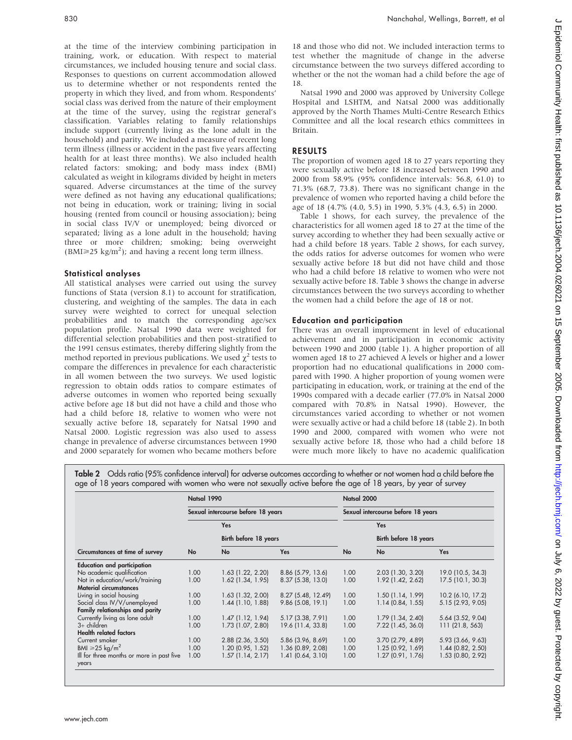at the time of the interview combining participation in training, work, or education. With respect to material circumstances, we included housing tenure and social class. Responses to questions on current accommodation allowed us to determine whether or not respondents rented the property in which they lived, and from whom. Respondents' social class was derived from the nature of their employment at the time of the survey, using the registrar general's classification. Variables relating to family relationships include support (currently living as the lone adult in the household) and parity. We included a measure of recent long term illness (illness or accident in the past five years affecting health for at least three months). We also included health related factors: smoking; and body mass index (BMI) calculated as weight in kilograms divided by height in meters squared. Adverse circumstances at the time of the survey were defined as not having any educational qualifications; not being in education, work or training; living in social housing (rented from council or housing association); being in social class IV/V or unemployed; being divorced or separated; living as a lone adult in the household; having three or more children; smoking; being overweight (BMI$\geq$25 kg/m$^2$); and having a recent long term illness.

### Statistical analyses

All statistical analyses were carried out using the survey functions of Stata (version 8.1) to account for stratification, clustering, and weighting of the samples. The data in each survey were weighted to correct for unequal selection probabilities and to match the corresponding age/sex population profile. Natsal 1990 data were weighted for differential selection probabilities and then post-stratified to the 1991 census estimates, thereby differing slightly from the method reported in previous publications. We used $\chi^2$ tests to compare the differences in prevalence for each characteristic in all women between the two surveys. We used logistic regression to obtain odds ratios to compare estimates of adverse outcomes in women who reported being sexually active before age 18 but did not have a child and those who had a child before 18, relative to women who were not sexually active before 18, separately for Natsal 1990 and Natsal 2000. Logistic regression was also used to assess change in prevalence of adverse circumstances between 1990 and 2000 separately for women who became mothers before 18 and those who did not. We included interaction terms to test whether the magnitude of change in the adverse circumstance between the two surveys differed according to whether or the not the woman had a child before the age of 18.

Natsal 1990 and 2000 was approved by University College Hospital and LSHTM, and Natsal 2000 was additionally approved by the North Thames Multi-Centre Research Ethics Committee and all the local research ethics committees in Britain.

## RESULTS

The proportion of women aged 18 to 27 years reporting they were sexually active before 18 increased between 1990 and 2000 from 58.9% (95% confidence intervals: 56.8, 61.0) to 71.3% (68.7, 73.8). There was no significant change in the prevalence of women who reported having a child before the age of 18 (4.7% (4.0, 5.5) in 1990, 5.3% (4.3, 6.5) in 2000.

Table 1 shows, for each survey, the prevalence of the characteristics for all women aged 18 to 27 at the time of the survey according to whether they had been sexually active or had a child before 18 years. Table 2 shows, for each survey, the odds ratios for adverse outcomes for women who were sexually active before 18 but did not have child and those who had a child before 18 relative to women who were not sexually active before 18. Table 3 shows the change in adverse circumstances between the two surveys according to whether the women had a child before the age of 18 or not.

### Education and participation

There was an overall improvement in level of educational achievement and in participation in economic activity between 1990 and 2000 (table 1). A higher proportion of all women aged 18 to 27 achieved A levels or higher and a lower proportion had no educational qualifications in 2000 compared with 1990. A higher proportion of young women were participating in education, work, or training at the end of the 1990s compared with a decade earlier (77.0% in Natsal 2000 compared with 70.8% in Natsal 1990). However, the circumstances varied according to whether or not women were sexually active or had a child before 18 (table 2). In both 1990 and 2000, compared with women who were not sexually active before 18, those who had a child before 18 were much more likely to have no academic qualification

**Table 2** Odds ratio (95% confidence interval) for adverse outcomes according to whether or not women had a child before the age of 18 years compared with women who were not sexually active before the age of 18 years, by year of survey

| | Natsal 1990 | | | Natsal 2000 | | |
|---|---|---|---|---|---|---|
| | Sexual intercourse before 18 years | | | Sexual intercourse before 18 years | | |
| | | Yes | | | Yes | |
| | | Birth before 18 years | | | Birth before 18 years | |
| Circumstances at time of survey | No | No | Yes | No | No | Yes |
| **Education and participation** | | | | | | |
| No academic qualification | 1.00 | 1.63 (1.22, 2.20) | 8.86 (5.79, 13.6) | 1.00 | 2.03 (1.30, 3.20) | 19.0 (10.5, 34.3) |
| Not in education/work/training | 1.00 | 1.62 (1.34, 1.95) | 8.37 (5.38, 13.0) | 1.00 | 1.92 (1.42, 2.62) | 17.5 (10.1, 30.3) |
| **Material circumstances** | | | | | | |
| Living in social housing | 1.00 | 1.63 (1.32, 2.00) | 8.27 (5.48, 12.49) | 1.00 | 1.50 (1.14, 1.99) | 10.2 (6.10, 17.2) |
| Social class IV/V/unemployed | 1.00 | 1.44 (1.10, 1.88) | 9.86 (5.08, 19.1) | 1.00 | 1.14 (0.84, 1.55) | 5.15 (2.93, 9.05) |
| **Family relationships and parity** | | | | | | |
| Currently living as lone adult | 1.00 | 1.47 (1.12, 1.94) | 5.17 (3.38, 7.91) | 1.00 | 1.79 (1.34, 2.40) | 5.64 (3.52, 9.04) |
| 3+ children | 1.00 | 1.73 (1.07, 2.80) | 19.6 (11.4, 33.8) | 1.00 | 7.22 (1.45, 36.0) | 111 (21.8, 563) |
| **Health related factors** | | | | | | |
| Current smoker | 1.00 | 2.88 (2.36, 3.50) | 5.86 (3.96, 8.69) | 1.00 | 3.70 (2.79, 4.89) | 5.93 (3.66, 9.63) |
| BMI $\geq$25 kg/m$^2$ | 1.00 | 1.20 (0.95, 1.52) | 1.36 (0.89, 2.08) | 1.00 | 1.25 (0.92, 1.69) | 1.44 (0.82, 2.50) |
| Ill for three months or more in past five years | 1.00 | 1.57 (1.14, 2.17) | 1.41 (0.64, 3.10) | 1.00 | 1.27 (0.91, 1.76) | 1.53 (0.80, 2.92) |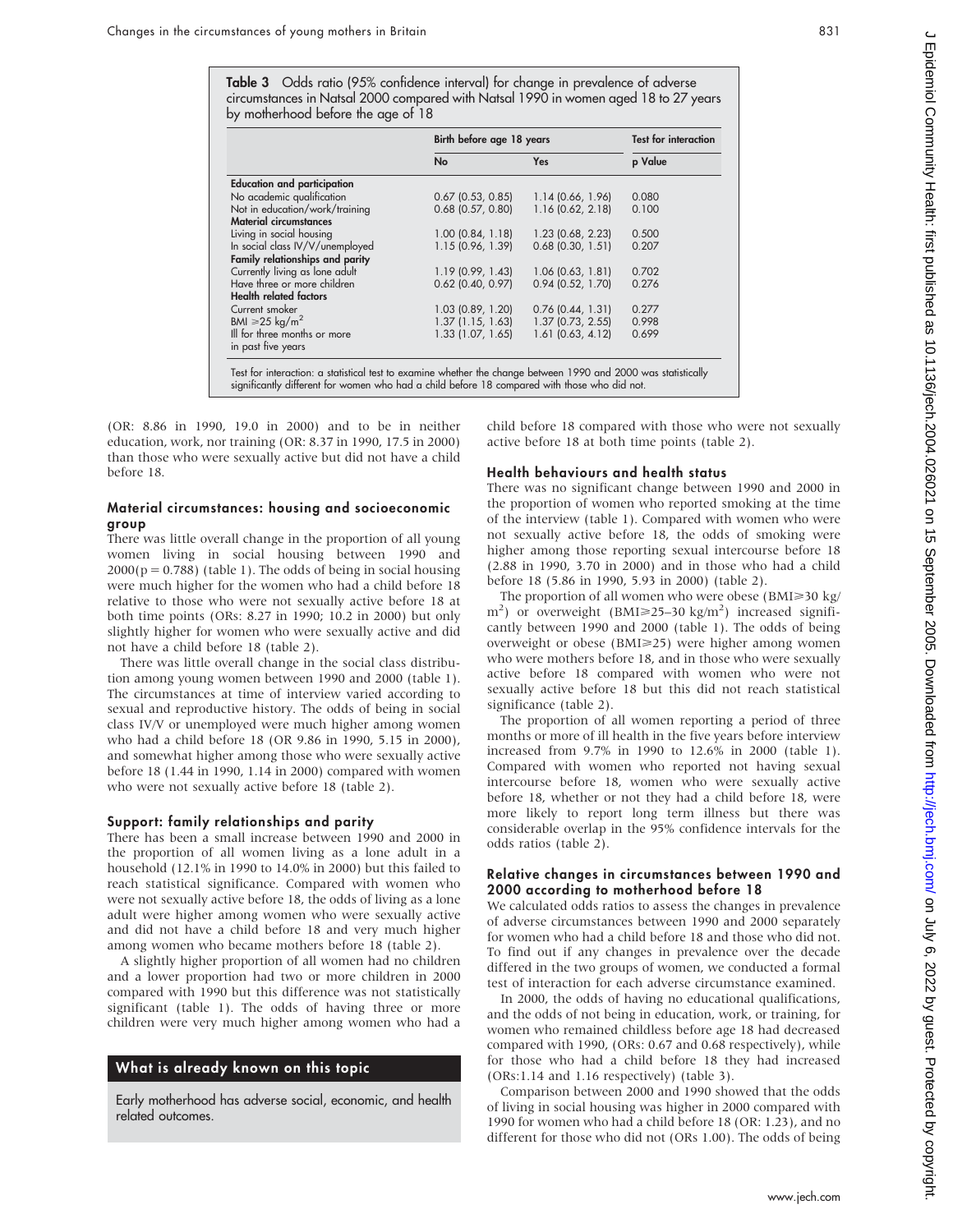**Table 3** Odds ratio (95% confidence interval) for change in prevalence of adverse circumstances in Natsal 2000 compared with Natsal 1990 in women aged 18 to 27 years by motherhood before the age of 18

| | Birth before age 18 years | | Test for interaction |
|---|---|---|---|
| | No | Yes | p Value |
| **Education and participation** | | | |
| No academic qualification | 0.67 (0.53, 0.85) | 1.14 (0.66, 1.96) | 0.080 |
| Not in education/work/training | 0.68 (0.57, 0.80) | 1.16 (0.62, 2.18) | 0.100 |
| **Material circumstances** | | | |
| Living in social housing | 1.00 (0.84, 1.18) | 1.23 (0.68, 2.23) | 0.500 |
| In social class IV/V/unemployed | 1.15 (0.96, 1.39) | 0.68 (0.30, 1.51) | 0.207 |
| **Family relationships and parity** | | | |
| Currently living as lone adult | 1.19 (0.99, 1.43) | 1.06 (0.63, 1.81) | 0.702 |
| Have three or more children | 0.62 (0.40, 0.97) | 0.94 (0.52, 1.70) | 0.276 |
| **Health related factors** | | | |
| Current smoker | 1.03 (0.89, 1.20) | 0.76 (0.44, 1.31) | 0.277 |
| BMI ≥25 kg/m$^2$ | 1.37 (1.15, 1.63) | 1.37 (0.73, 2.55) | 0.998 |
| Ill for three months or more in past five years | 1.33 (1.07, 1.65) | 1.61 (0.63, 4.12) | 0.699 |

Test for interaction: a statistical test to examine whether the change between 1990 and 2000 was statistically significantly different for women who had a child before 18 compared with those who did not.

(OR: 8.86 in 1990, 19.0 in 2000) and to be in neither education, work, nor training (OR: 8.37 in 1990, 17.5 in 2000) than those who were sexually active but did not have a child before 18.

### Material circumstances: housing and socioeconomic group

There was little overall change in the proportion of all young women living in social housing between 1990 and 2000($p = 0.788$) (table 1). The odds of being in social housing were much higher for the women who had a child before 18 relative to those who were not sexually active before 18 at both time points (ORs: 8.27 in 1990; 10.2 in 2000) but only slightly higher for women who were sexually active and did not have a child before 18 (table 2).

There was little overall change in the social class distribution among young women between 1990 and 2000 (table 1). The circumstances at time of interview varied according to sexual and reproductive history. The odds of being in social class IV/V or unemployed were much higher among women who had a child before 18 (OR 9.86 in 1990, 5.15 in 2000), and somewhat higher among those who were sexually active before 18 (1.44 in 1990, 1.14 in 2000) compared with women who were not sexually active before 18 (table 2).

### Support: family relationships and parity

There has been a small increase between 1990 and 2000 in the proportion of all women living as a lone adult in a household (12.1% in 1990 to 14.0% in 2000) but this failed to reach statistical significance. Compared with women who were not sexually active before 18, the odds of living as a lone adult were higher among women who were sexually active and did not have a child before 18 and very much higher among women who became mothers before 18 (table 2).

A slightly higher proportion of all women had no children and a lower proportion had two or more children in 2000 compared with 1990 but this difference was not statistically significant (table 1). The odds of having three or more children were very much higher among women who had a child before 18 compared with those who were not sexually active before 18 at both time points (table 2).

### Health behaviours and health status

There was no significant change between 1990 and 2000 in the proportion of women who reported smoking at the time of the interview (table 1). Compared with women who were not sexually active before 18, the odds of smoking were higher among those reporting sexual intercourse before 18 (2.88 in 1990, 3.70 in 2000) and in those who had a child before 18 (5.86 in 1990, 5.93 in 2000) (table 2).

The proportion of all women who were obese (BMI≥30 kg/m$^2$) or overweight (BMI≥25–30 kg/m$^2$) increased significantly between 1990 and 2000 (table 1). The odds of being overweight or obese (BMI≥25) were higher among women who were mothers before 18, and in those who were sexually active before 18 compared with women who were not sexually active before 18 but this did not reach statistical significance (table 2).

The proportion of all women reporting a period of three months or more of ill health in the five years before interview increased from 9.7% in 1990 to 12.6% in 2000 (table 1). Compared with women who reported not having sexual intercourse before 18, women who were sexually active before 18, whether or not they had a child before 18, were more likely to report long term illness but there was considerable overlap in the 95% confidence intervals for the odds ratios (table 2).

### Relative changes in circumstances between 1990 and 2000 according to motherhood before 18

We calculated odds ratios to assess the changes in prevalence of adverse circumstances between 1990 and 2000 separately for women who had a child before 18 and those who did not. To find out if any changes in prevalence over the decade differed in the two groups of women, we conducted a formal test of interaction for each adverse circumstance examined.

In 2000, the odds of having no educational qualifications, and the odds of not being in education, work, or training, for women who remained childless before age 18 had decreased compared with 1990, (ORs: 0.67 and 0.68 respectively), while for those who had a child before 18 they had increased (ORs:1.14 and 1.16 respectively) (table 3).

Comparison between 2000 and 1990 showed that the odds of living in social housing was higher in 2000 compared with 1990 for women who had a child before 18 (OR: 1.23), and no different for those who did not (ORs 1.00). The odds of being

> **What is already known on this topic**
>
> Early motherhood has adverse social, economic, and health related outcomes.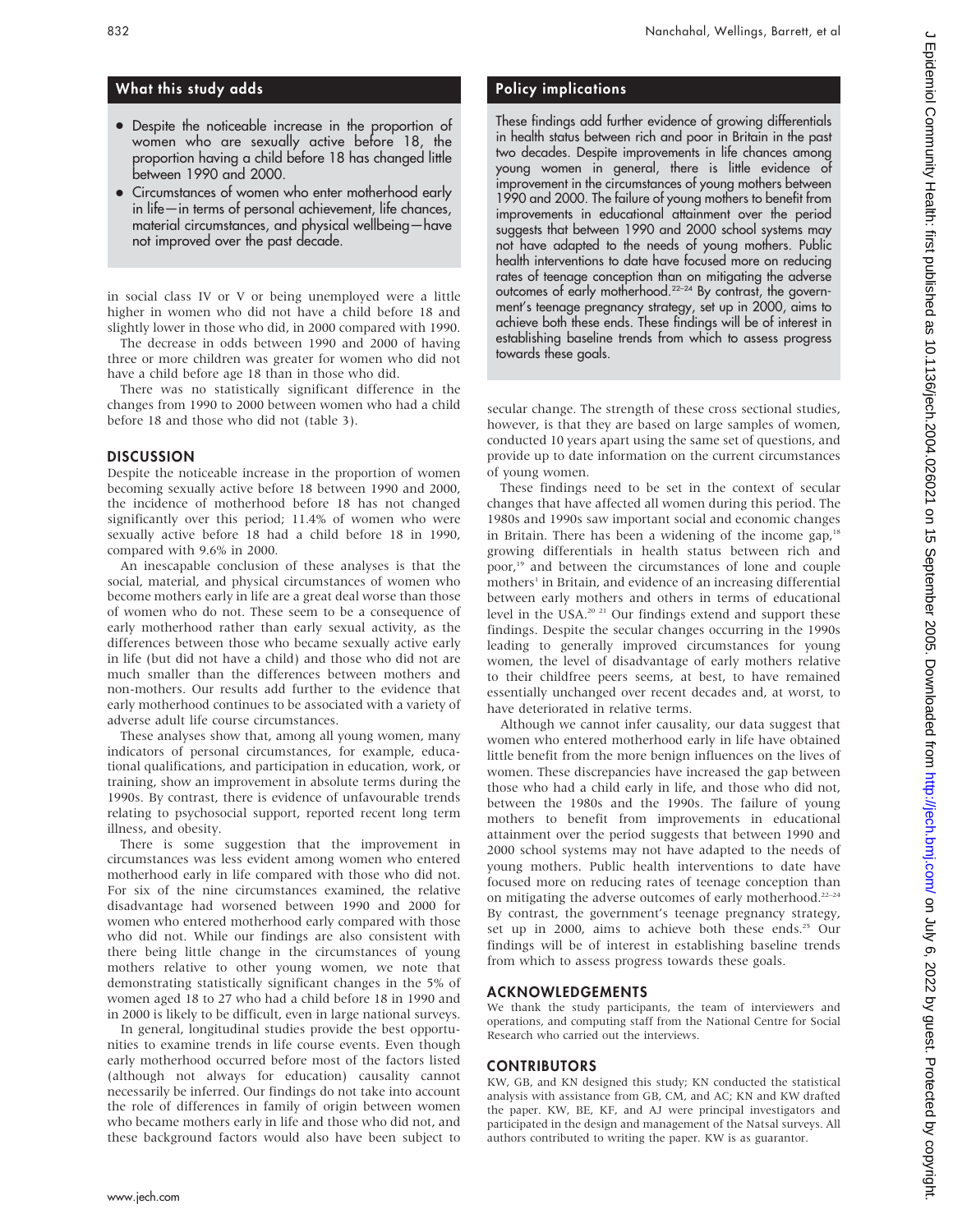## What this study adds

- Despite the noticeable increase in the proportion of women who are sexually active before 18, the proportion having a child before 18 has changed little between 1990 and 2000.
- Circumstances of women who enter motherhood early in life—in terms of personal achievement, life chances, material circumstances, and physical wellbeing—have not improved over the past decade.

in social class IV or V or being unemployed were a little higher in women who did not have a child before 18 and slightly lower in those who did, in 2000 compared with 1990.

The decrease in odds between 1990 and 2000 of having three or more children was greater for women who did not have a child before age 18 than in those who did.

There was no statistically significant difference in the changes from 1990 to 2000 between women who had a child before 18 and those who did not (table 3).

## DISCUSSION

Despite the noticeable increase in the proportion of women becoming sexually active before 18 between 1990 and 2000, the incidence of motherhood before 18 has not changed significantly over this period; 11.4% of women who were sexually active before 18 had a child before 18 in 1990, compared with 9.6% in 2000.

An inescapable conclusion of these analyses is that the social, material, and physical circumstances of women who become mothers early in life are a great deal worse than those of women who do not. These seem to be a consequence of early motherhood rather than early sexual activity, as the differences between those who became sexually active early in life (but did not have a child) and those who did not are much smaller than the differences between mothers and non-mothers. Our results add further to the evidence that early motherhood continues to be associated with a variety of adverse adult life course circumstances.

These analyses show that, among all young women, many indicators of personal circumstances, for example, educational qualifications, and participation in education, work, or training, show an improvement in absolute terms during the 1990s. By contrast, there is evidence of unfavourable trends relating to psychosocial support, reported recent long term illness, and obesity.

There is some suggestion that the improvement in circumstances was less evident among women who entered motherhood early in life compared with those who did not. For six of the nine circumstances examined, the relative disadvantage had worsened between 1990 and 2000 for women who entered motherhood early compared with those who did not. While our findings are also consistent with there being little change in the circumstances of young mothers relative to other young women, we note that demonstrating statistically significant changes in the 5% of women aged 18 to 27 who had a child before 18 in 1990 and in 2000 is likely to be difficult, even in large national surveys.

In general, longitudinal studies provide the best opportunities to examine trends in life course events. Even though early motherhood occurred before most of the factors listed (although not always for education) causality cannot necessarily be inferred. Our findings do not take into account the role of differences in family of origin between women who became mothers early in life and those who did not, and these background factors would also have been subject to secular change. The strength of these cross sectional studies, however, is that they are based on large samples of women, conducted 10 years apart using the same set of questions, and provide up to date information on the current circumstances of young women.

These findings need to be set in the context of secular changes that have affected all women during this period. The 1980s and 1990s saw important social and economic changes in Britain. There has been a widening of the income gap,[18] growing differentials in health status between rich and poor,[19] and between the circumstances of lone and couple mothers[1] in Britain, and evidence of an increasing differential between early mothers and others in terms of educational level in the USA.[20 21] Our findings extend and support these findings. Despite the secular changes occurring in the 1990s leading to generally improved circumstances for young women, the level of disadvantage of early mothers relative to their childfree peers seems, at best, to have remained essentially unchanged over recent decades and, at worst, to have deteriorated in relative terms.

Although we cannot infer causality, our data suggest that women who entered motherhood early in life have obtained little benefit from the more benign influences on the lives of women. These discrepancies have increased the gap between those who had a child early in life, and those who did not, between the 1980s and the 1990s. The failure of young mothers to benefit from improvements in educational attainment over the period suggests that between 1990 and 2000 school systems may not have adapted to the needs of young mothers. Public health interventions to date have focused more on reducing rates of teenage conception than on mitigating the adverse outcomes of early motherhood.[22–24] By contrast, the government's teenage pregnancy strategy, set up in 2000, aims to achieve both these ends.[25] Our findings will be of interest in establishing baseline trends from which to assess progress towards these goals.

## Policy implications

These findings add further evidence of growing differentials in health status between rich and poor in Britain in the past two decades. Despite improvements in life chances among young women in general, there is little evidence of improvement in the circumstances of young mothers between 1990 and 2000. The failure of young mothers to benefit from improvements in educational attainment over the period suggests that between 1990 and 2000 school systems may not have adapted to the needs of young mothers. Public health interventions to date have focused more on reducing rates of teenage conception than on mitigating the adverse outcomes of early motherhood.[22–24] By contrast, the government's teenage pregnancy strategy, set up in 2000, aims to achieve both these ends. These findings will be of interest in establishing baseline trends from which to assess progress towards these goals.

## ACKNOWLEDGEMENTS

We thank the study participants, the team of interviewers and operations, and computing staff from the National Centre for Social Research who carried out the interviews.

## CONTRIBUTORS

KW, GB, and KN designed this study; KN conducted the statistical analysis with assistance from GB, CM, and AC; KN and KW drafted the paper. KW, BE, KF, and AJ were principal investigators and participated in the design and management of the Natsal surveys. All authors contributed to writing the paper. KW is as guarantor.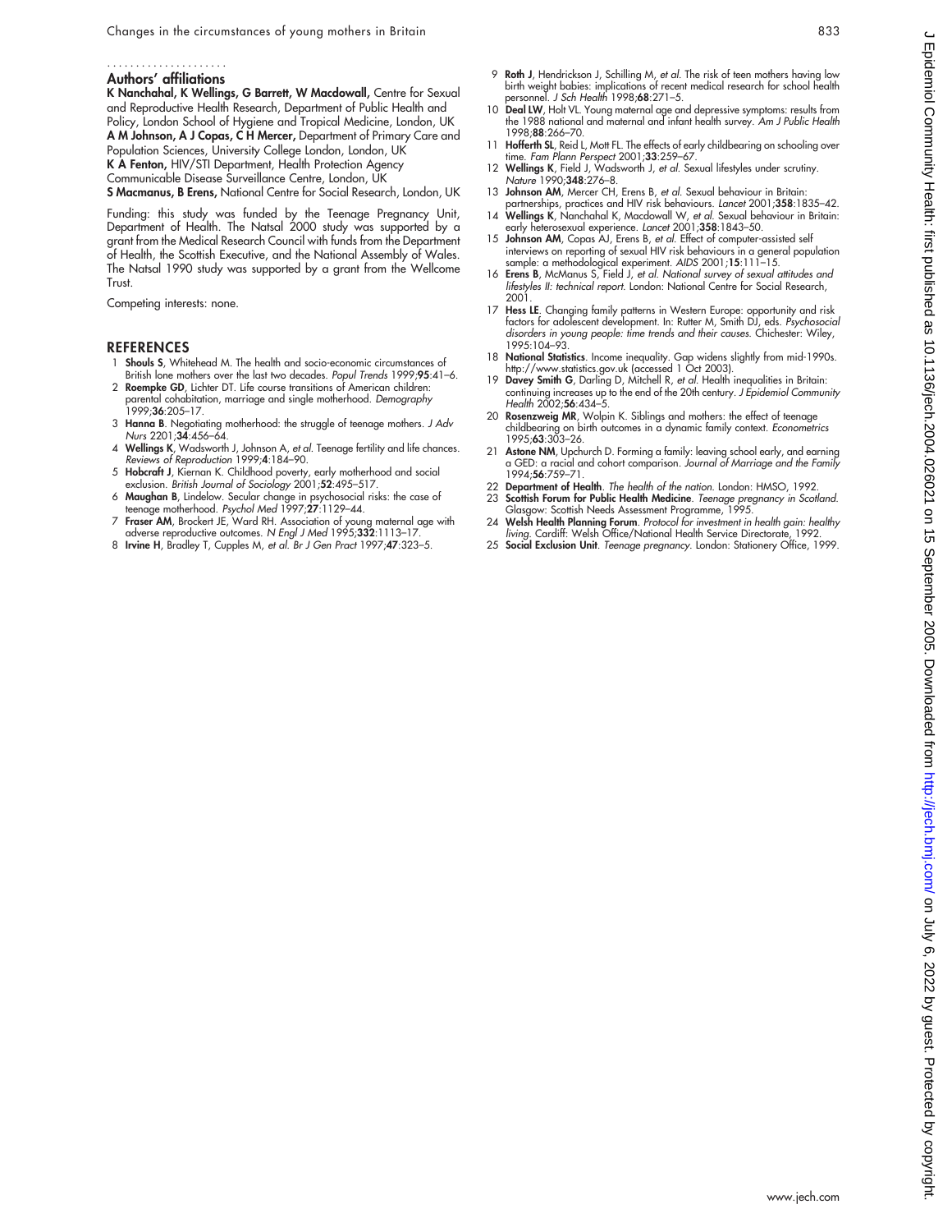## Authors' affiliations

**K Nanchahal, K Wellings, G Barrett, W Macdowall,** Centre for Sexual and Reproductive Health Research, Department of Public Health and Policy, London School of Hygiene and Tropical Medicine, London, UK
**A M Johnson, A J Copas, C H Mercer,** Department of Primary Care and Population Sciences, University College London, London, UK
**K A Fenton,** HIV/STI Department, Health Protection Agency Communicable Disease Surveillance Centre, London, UK
**S Macmanus, B Erens,** National Centre for Social Research, London, UK

Funding: this study was funded by the Teenage Pregnancy Unit, Department of Health. The Natsal 2000 study was supported by a grant from the Medical Research Council with funds from the Department of Health, the Scottish Executive, and the National Assembly of Wales. The Natsal 1990 study was supported by a grant from the Wellcome Trust.

Competing interests: none.

## REFERENCES

1. **Shouls S**, Whitehead M. The health and socio-economic circumstances of British lone mothers over the last two decades. *Popul Trends* 1999;**95**:41–6.
2. **Roempke GD**, Lichter DT. Life course transitions of American children: parental cohabitation, marriage and single motherhood. *Demography* 1999;**36**:205–17.
3. **Hanna B**. Negotiating motherhood: the struggle of teenage mothers. *J Adv Nurs* 2201;**34**:456–64.
4. **Wellings K**, Wadsworth J, Johnson A, *et al*. Teenage fertility and life chances. *Reviews of Reproduction* 1999;**4**:184–90.
5. **Hobcraft J**, Kiernan K. Childhood poverty, early motherhood and social exclusion. *British Journal of Sociology* 2001;**52**:495–517.
6. **Maughan B**, Lindelow. Secular change in psychosocial risks: the case of teenage motherhood. *Psychol Med* 1997;**27**:1129–44.
7. **Fraser AM**, Brockert JE, Ward RH. Association of young maternal age with adverse reproductive outcomes. *N Engl J Med* 1995;**332**:1113–17.
8. **Irvine H**, Bradley T, Cupples M, *et al*. *Br J Gen Pract* 1997;**47**:323–5.
9. **Roth J**, Hendrickson J, Schilling M, *et al*. The risk of teen mothers having low birth weight babies: implications of recent medical research for school health personnel. *J Sch Health* 1998;**68**:271–5.
10. **Deal LW**, Holt VL. Young maternal age and depressive symptoms: results from the 1988 national and maternal and infant health survey. *Am J Public Health* 1998;**88**:266–70.
11. **Hofferth SL**, Reid L, Mott FL. The effects of early childbearing on schooling over time. *Fam Plann Perspect* 2001;**33**:259–67.
12. **Wellings K**, Field J, Wadsworth J, *et al*. Sexual lifestyles under scrutiny. *Nature* 1990;**348**:276–8.
13. **Johnson AM**, Mercer CH, Erens B, *et al*. Sexual behaviour in Britain: partnerships, practices and HIV risk behaviours. *Lancet* 2001;**358**:1835–42.
14. **Wellings K**, Nanchahal K, Macdowall W, *et al*. Sexual behaviour in Britain: early heterosexual experience. *Lancet* 2001;**358**:1843–50.
15. **Johnson AM**, Copas AJ, Erens B, *et al*. Effect of computer-assisted self interviews on reporting of sexual HIV risk behaviours in a general population sample: a methodological experiment. *AIDS* 2001;**15**:111–15.
16. **Erens B**, McManus S, Field J, *et al*. *National survey of sexual attitudes and lifestyles II: technical report*. London: National Centre for Social Research, 2001.
17. **Hess LE**. Changing family patterns in Western Europe: opportunity and risk factors for adolescent development. In: Rutter M, Smith DJ, eds. *Psychosocial disorders in young people: time trends and their causes*. Chichester: Wiley, 1995:104–93.
18. **National Statistics**. Income inequality. Gap widens slightly from mid-1990s. http://www.statistics.gov.uk (accessed 1 Oct 2003).
19. **Davey Smith G**, Darling D, Mitchell R, *et al*. Health inequalities in Britain: continuing increases up to the end of the 20th century. *J Epidemiol Community Health* 2002;**56**:434–5.
20. **Rosenzweig MR**, Wolpin K. Siblings and mothers: the effect of teenage childbearing on birth outcomes in a dynamic family context. *Econometrics* 1995;**63**:303–26.
21. **Astone NM**, Upchurch D. Forming a family: leaving school early, and earning a GED: a racial and cohort comparison. *Journal of Marriage and the Family* 1994;**56**:759–71.
22. **Department of Health**. *The health of the nation*. London: HMSO, 1992.
23. **Scottish Forum for Public Health Medicine**. *Teenage pregnancy in Scotland*. Glasgow: Scottish Needs Assessment Programme, 1995.
24. **Welsh Health Planning Forum**. *Protocol for investment in health gain: healthy living*. Cardiff: Welsh Office/National Health Service Directorate, 1992.
25. **Social Exclusion Unit**. *Teenage pregnancy*. London: Stationery Office, 1999.